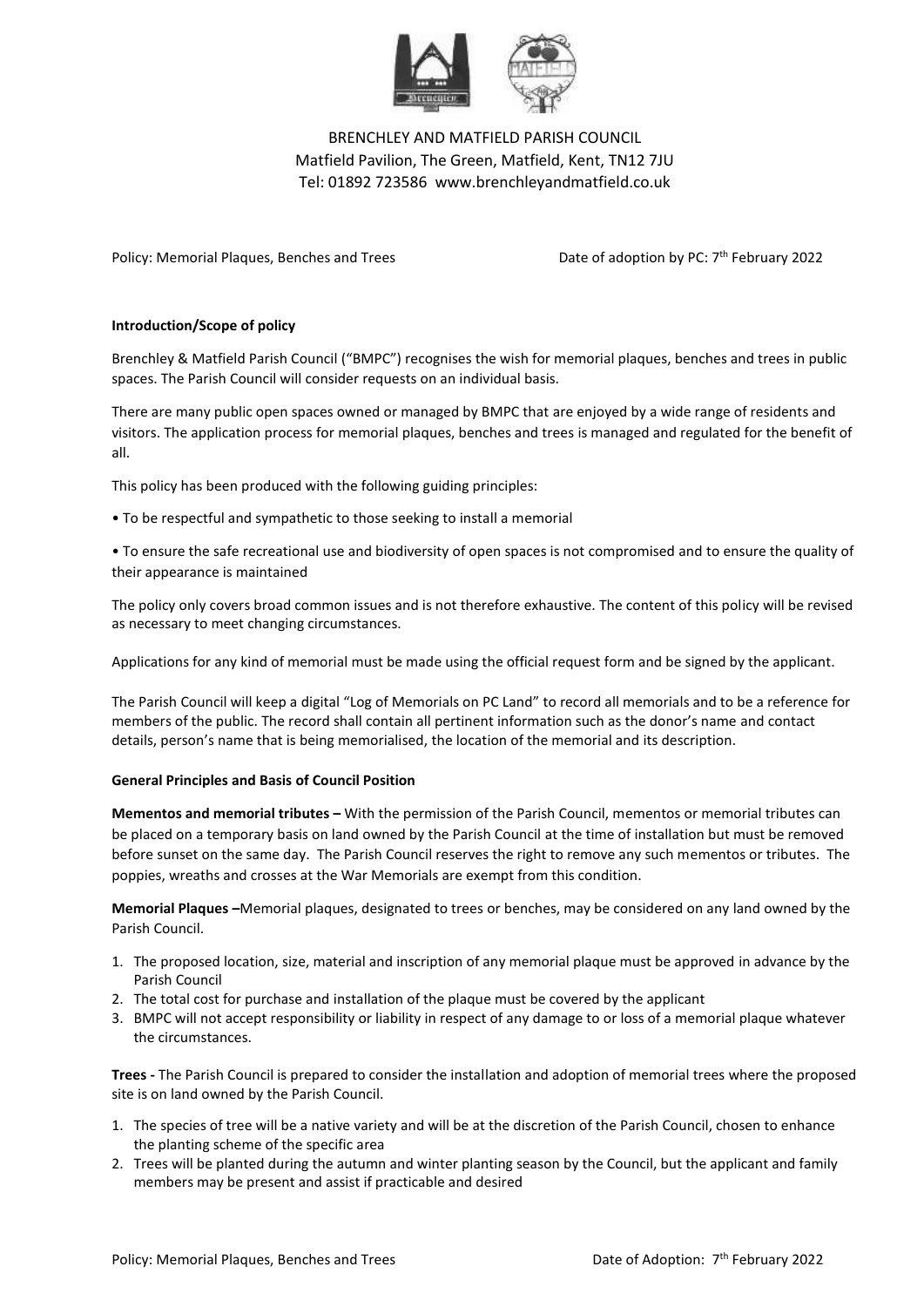BRENCHLEY AND MATFIELD PARISH COUNCIL
Matfield Pavilion, The Green, Matfield, Kent, TN12 7JU
Tel: 01892 723586 www.brenchleyandmatfield.co.uk

Policy: Memorial Plaques, Benches and Trees — Date of adoption by PC: 7th February 2022

**Introduction/Scope of policy**

Brenchley & Matfield Parish Council ("BMPC") recognises the wish for memorial plaques, benches and trees in public spaces. The Parish Council will consider requests on an individual basis.

There are many public open spaces owned or managed by BMPC that are enjoyed by a wide range of residents and visitors. The application process for memorial plaques, benches and trees is managed and regulated for the benefit of all.

This policy has been produced with the following guiding principles:

- To be respectful and sympathetic to those seeking to install a memorial
- To ensure the safe recreational use and biodiversity of open spaces is not compromised and to ensure the quality of their appearance is maintained

The policy only covers broad common issues and is not therefore exhaustive. The content of this policy will be revised as necessary to meet changing circumstances.

Applications for any kind of memorial must be made using the official request form and be signed by the applicant.

The Parish Council will keep a digital "Log of Memorials on PC Land" to record all memorials and to be a reference for members of the public. The record shall contain all pertinent information such as the donor's name and contact details, person's name that is being memorialised, the location of the memorial and its description.

**General Principles and Basis of Council Position**

**Mementos and memorial tributes –** With the permission of the Parish Council, mementos or memorial tributes can be placed on a temporary basis on land owned by the Parish Council at the time of installation but must be removed before sunset on the same day. The Parish Council reserves the right to remove any such mementos or tributes. The poppies, wreaths and crosses at the War Memorials are exempt from this condition.

**Memorial Plaques –**Memorial plaques, designated to trees or benches, may be considered on any land owned by the Parish Council.

1. The proposed location, size, material and inscription of any memorial plaque must be approved in advance by the Parish Council
2. The total cost for purchase and installation of the plaque must be covered by the applicant
3. BMPC will not accept responsibility or liability in respect of any damage to or loss of a memorial plaque whatever the circumstances.

**Trees -** The Parish Council is prepared to consider the installation and adoption of memorial trees where the proposed site is on land owned by the Parish Council.

1. The species of tree will be a native variety and will be at the discretion of the Parish Council, chosen to enhance the planting scheme of the specific area
2. Trees will be planted during the autumn and winter planting season by the Council, but the applicant and family members may be present and assist if practicable and desired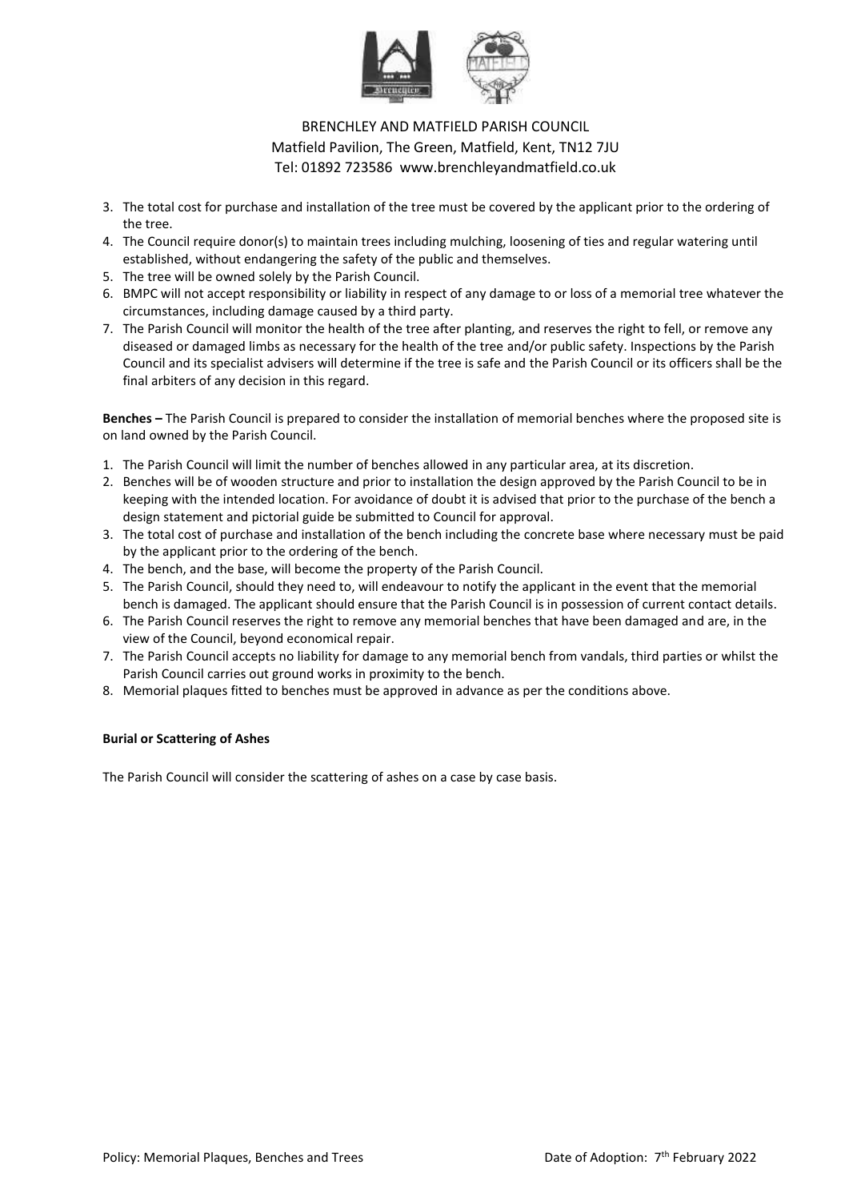3. The total cost for purchase and installation of the tree must be covered by the applicant prior to the ordering of the tree.
4. The Council require donor(s) to maintain trees including mulching, loosening of ties and regular watering until established, without endangering the safety of the public and themselves.
5. The tree will be owned solely by the Parish Council.
6. BMPC will not accept responsibility or liability in respect of any damage to or loss of a memorial tree whatever the circumstances, including damage caused by a third party.
7. The Parish Council will monitor the health of the tree after planting, and reserves the right to fell, or remove any diseased or damaged limbs as necessary for the health of the tree and/or public safety. Inspections by the Parish Council and its specialist advisers will determine if the tree is safe and the Parish Council or its officers shall be the final arbiters of any decision in this regard.

**Benches –** The Parish Council is prepared to consider the installation of memorial benches where the proposed site is on land owned by the Parish Council.

1. The Parish Council will limit the number of benches allowed in any particular area, at its discretion.
2. Benches will be of wooden structure and prior to installation the design approved by the Parish Council to be in keeping with the intended location. For avoidance of doubt it is advised that prior to the purchase of the bench a design statement and pictorial guide be submitted to Council for approval.
3. The total cost of purchase and installation of the bench including the concrete base where necessary must be paid by the applicant prior to the ordering of the bench.
4. The bench, and the base, will become the property of the Parish Council.
5. The Parish Council, should they need to, will endeavour to notify the applicant in the event that the memorial bench is damaged. The applicant should ensure that the Parish Council is in possession of current contact details.
6. The Parish Council reserves the right to remove any memorial benches that have been damaged and are, in the view of the Council, beyond economical repair.
7. The Parish Council accepts no liability for damage to any memorial bench from vandals, third parties or whilst the Parish Council carries out ground works in proximity to the bench.
8. Memorial plaques fitted to benches must be approved in advance as per the conditions above.

**Burial or Scattering of Ashes**

The Parish Council will consider the scattering of ashes on a case by case basis.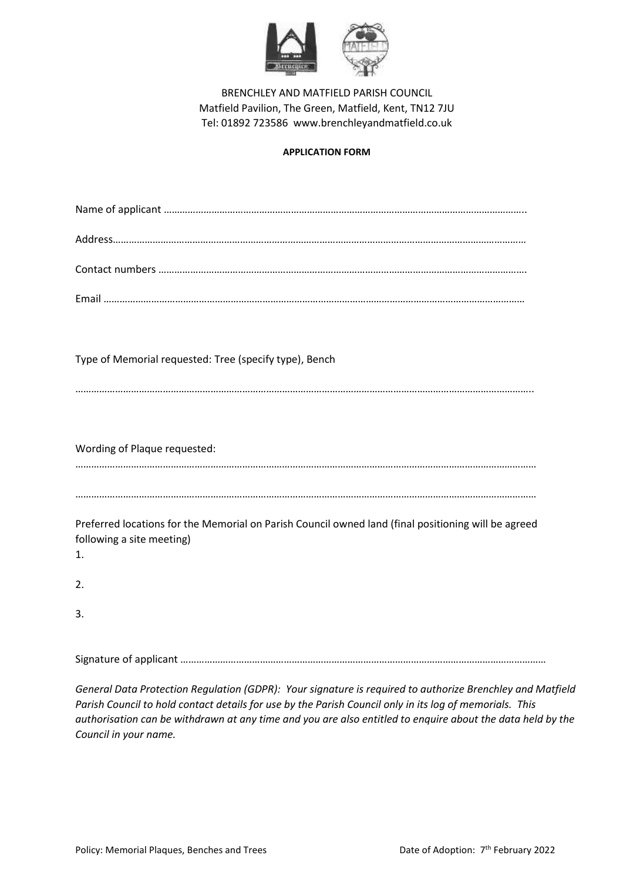BRENCHLEY AND MATFIELD PARISH COUNCIL
Matfield Pavilion, The Green, Matfield, Kent, TN12 7JU
Tel: 01892 723586 www.brenchleyandmatfield.co.uk

**APPLICATION FORM**

Name of applicant ………………………………………………………………………………………………………………..

Address………………………………………………………………………………………………………………………………

Contact numbers ………………………………………………………………………………………………………………..

Email …………………………………………………………………………………………………………………………………

Type of Memorial requested: Tree (specify type), Bench

……………………………………………………………………………………………………………………………………..

Wording of Plaque requested:

……………………………………………………………………………………………………………………………………

……………………………………………………………………………………………………………………………………

Preferred locations for the Memorial on Parish Council owned land (final positioning will be agreed following a site meeting)

1.

2.

3.

Signature of applicant ………………………………………………………………………………………………………

*General Data Protection Regulation (GDPR): Your signature is required to authorize Brenchley and Matfield Parish Council to hold contact details for use by the Parish Council only in its log of memorials. This authorisation can be withdrawn at any time and you are also entitled to enquire about the data held by the Council in your name.*

Policy: Memorial Plaques, Benches and Trees Date of Adoption: 7th February 2022